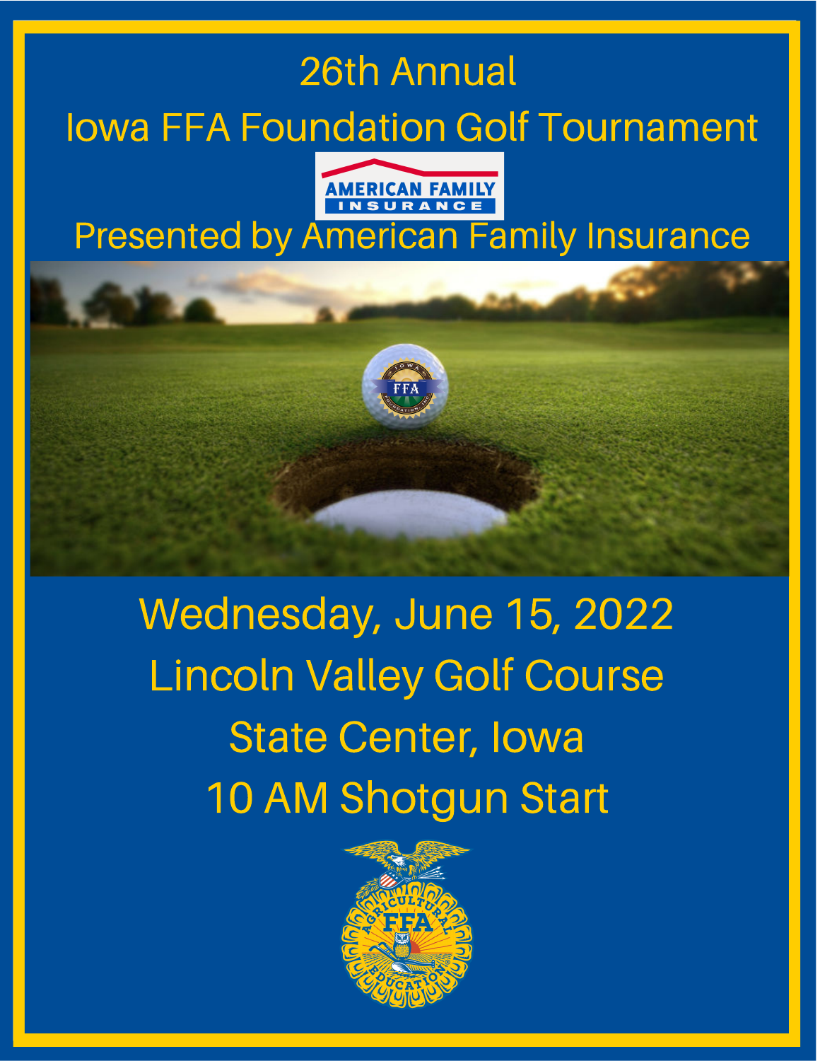# 26th Annual

# Iowa FFA Foundation Golf Tournament

AMERICAN FAMILY INSURANCE

## Presented by American Family Insurance

## Wednesday, June 15, 2022

## Lincoln Valley Golf Course

## State Center, Iowa

## 10 AM Shotgun Start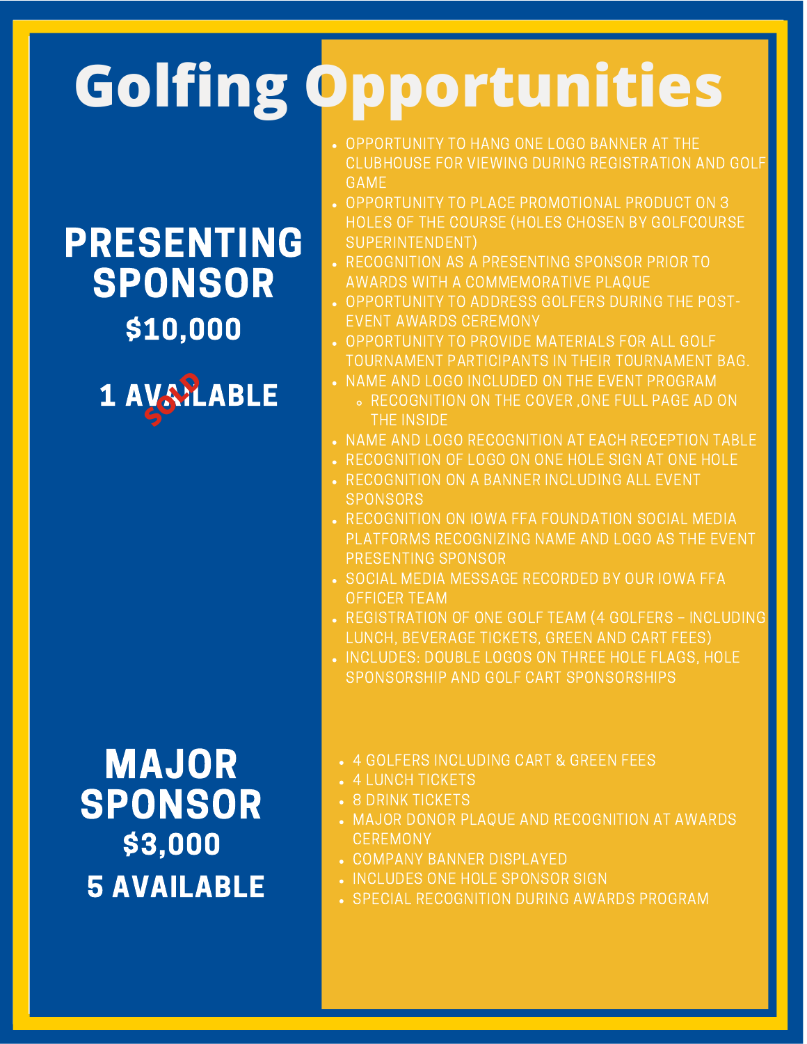# Golfing Opportunities

## PRESENTING SPONSOR

### $10,000

### 1 AVAILABLE

SOLD

- OPPORTUNITY TO HANG ONE LOGO BANNER AT THE CLUBHOUSE FOR VIEWING DURING REGISTRATION AND GOLF GAME
- OPPORTUNITY TO PLACE PROMOTIONAL PRODUCT ON 3 HOLES OF THE COURSE (HOLES CHOSEN BY GOLFCOURSE SUPERINTENDENT)
- RECOGNITION AS A PRESENTING SPONSOR PRIOR TO AWARDS WITH A COMMEMORATIVE PLAQUE
- OPPORTUNITY TO ADDRESS GOLFERS DURING THE POST-EVENT AWARDS CEREMONY
- OPPORTUNITY TO PROVIDE MATERIALS FOR ALL GOLF TOURNAMENT PARTICIPANTS IN THEIR TOURNAMENT BAG.
- NAME AND LOGO INCLUDED ON THE EVENT PROGRAM
  - RECOGNITION ON THE COVER ,ONE FULL PAGE AD ON THE INSIDE
- NAME AND LOGO RECOGNITION AT EACH RECEPTION TABLE
- RECOGNITION OF LOGO ON ONE HOLE SIGN AT ONE HOLE
- RECOGNITION ON A BANNER INCLUDING ALL EVENT SPONSORS
- RECOGNITION ON IOWA FFA FOUNDATION SOCIAL MEDIA PLATFORMS RECOGNIZING NAME AND LOGO AS THE EVENT PRESENTING SPONSOR
- SOCIAL MEDIA MESSAGE RECORDED BY OUR IOWA FFA OFFICER TEAM
- REGISTRATION OF ONE GOLF TEAM (4 GOLFERS – INCLUDING LUNCH, BEVERAGE TICKETS, GREEN AND CART FEES)
- INCLUDES: DOUBLE LOGOS ON THREE HOLE FLAGS, HOLE SPONSORSHIP AND GOLF CART SPONSORSHIPS

## MAJOR SPONSOR

### $3,000

### 5 AVAILABLE

- 4 GOLFERS INCLUDING CART & GREEN FEES
- 4 LUNCH TICKETS
- 8 DRINK TICKETS
- MAJOR DONOR PLAQUE AND RECOGNITION AT AWARDS CEREMONY
- COMPANY BANNER DISPLAYED
- INCLUDES ONE HOLE SPONSOR SIGN
- SPECIAL RECOGNITION DURING AWARDS PROGRAM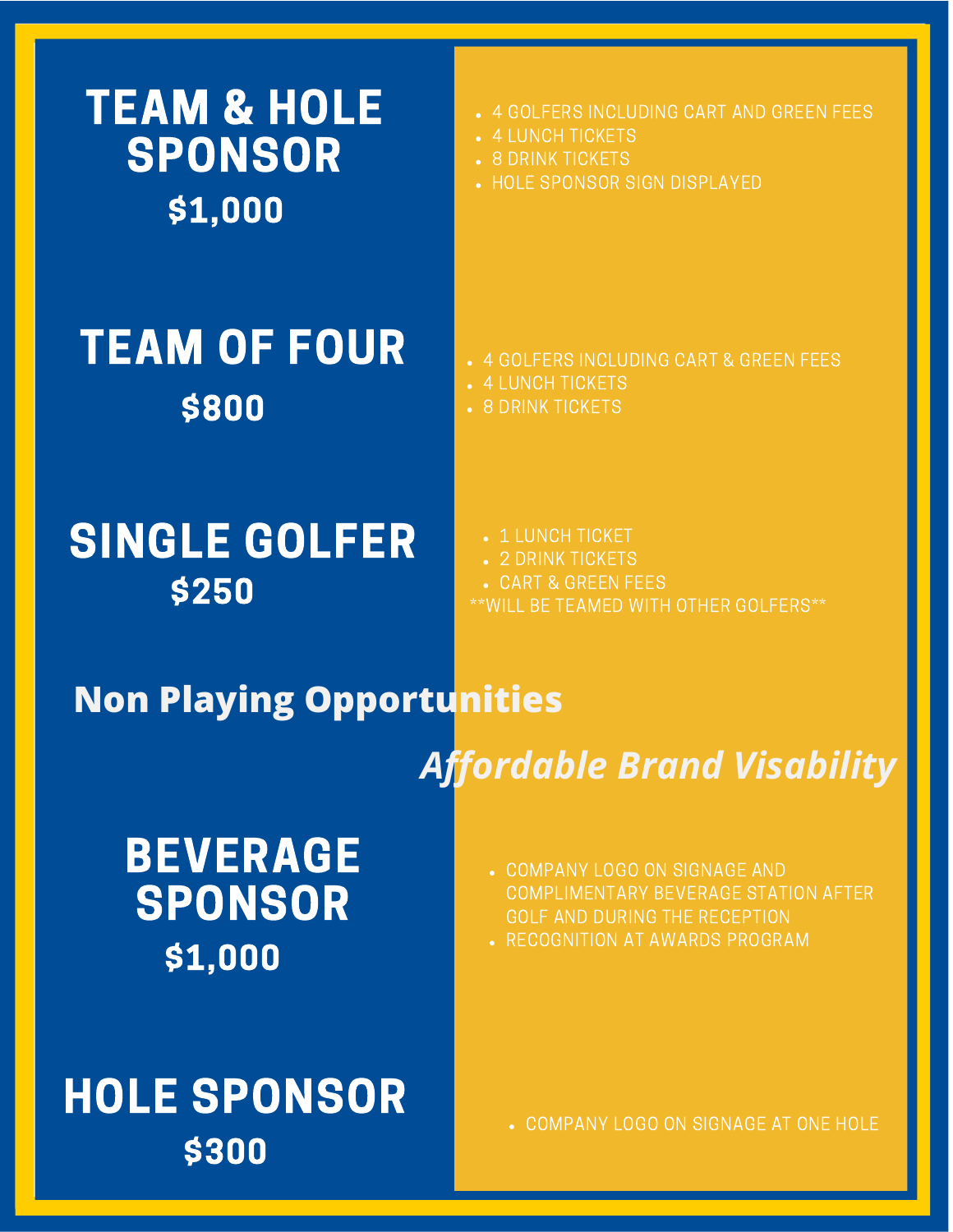## TEAM & HOLE SPONSOR

**$1,000**

- 4 GOLFERS INCLUDING CART AND GREEN FEES
- 4 LUNCH TICKETS
- 8 DRINK TICKETS
- HOLE SPONSOR SIGN DISPLAYED

## TEAM OF FOUR

**$800**

- 4 GOLFERS INCLUDING CART & GREEN FEES
- 4 LUNCH TICKETS
- 8 DRINK TICKETS

## SINGLE GOLFER

**$250**

- 1 LUNCH TICKET
- 2 DRINK TICKETS
- CART & GREEN FEES

**WILL BE TEAMED WITH OTHER GOLFERS**

# Non Playing Opportunities

***Affordable Brand Visability***

## BEVERAGE SPONSOR

**$1,000**

- COMPANY LOGO ON SIGNAGE AND COMPLIMENTARY BEVERAGE STATION AFTER GOLF AND DURING THE RECEPTION
- RECOGNITION AT AWARDS PROGRAM

## HOLE SPONSOR

**$300**

- COMPANY LOGO ON SIGNAGE AT ONE HOLE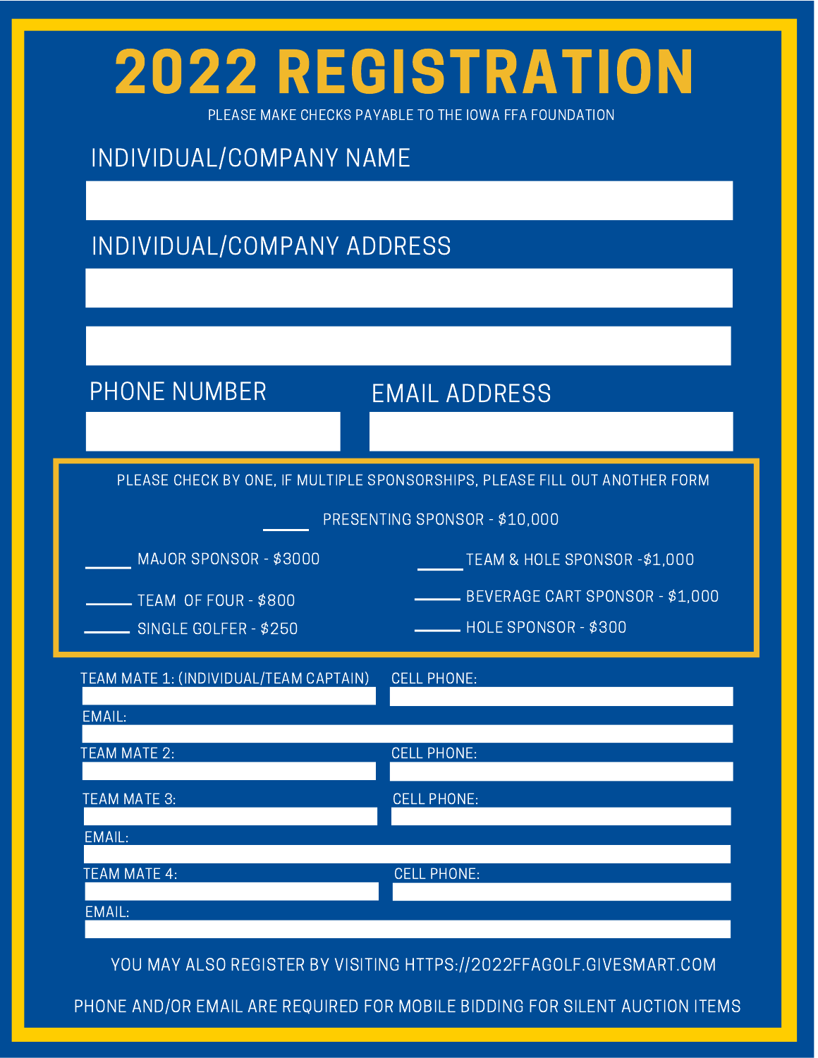# 2022 REGISTRATION

PLEASE MAKE CHECKS PAYABLE TO THE IOWA FFA FOUNDATION

INDIVIDUAL/COMPANY NAME

INDIVIDUAL/COMPANY ADDRESS

PHONE NUMBER

EMAIL ADDRESS

PLEASE CHECK BY ONE, IF MULTIPLE SPONSORSHIPS, PLEASE FILL OUT ANOTHER FORM

_____ PRESENTING SPONSOR - $10,000

_____ MAJOR SPONSOR - $3000

_____ TEAM & HOLE SPONSOR -$1,000

_____ TEAM OF FOUR - $800

_____ BEVERAGE CART SPONSOR - $1,000

_____ SINGLE GOLFER - $250

_____ HOLE SPONSOR - $300

TEAM MATE 1: (INDIVIDUAL/TEAM CAPTAIN)

CELL PHONE:

EMAIL:

TEAM MATE 2:

CELL PHONE:

TEAM MATE 3:

CELL PHONE:

EMAIL:

TEAM MATE 4:

CELL PHONE:

EMAIL:

YOU MAY ALSO REGISTER BY VISITING HTTPS://2022FFAGOLF.GIVESMART.COM

PHONE AND/OR EMAIL ARE REQUIRED FOR MOBILE BIDDING FOR SILENT AUCTION ITEMS